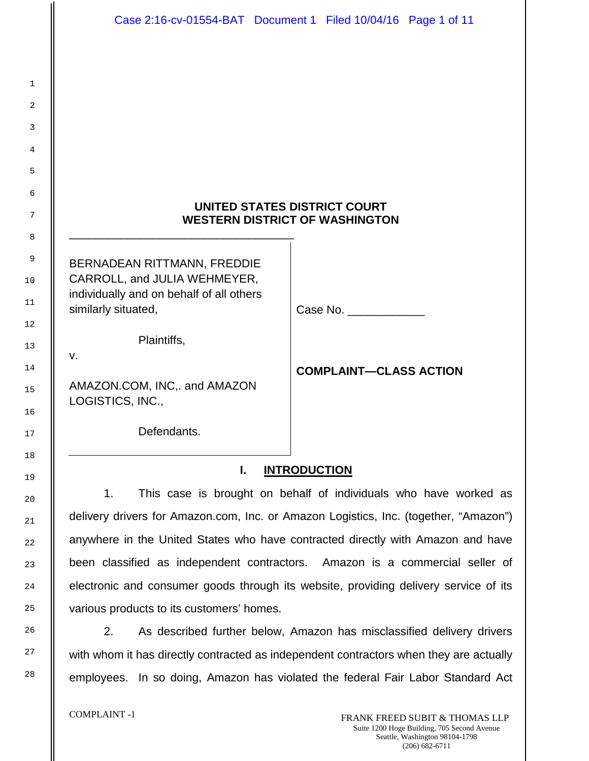**UNITED STATES DISTRICT COURT**
**WESTERN DISTRICT OF WASHINGTON**

BERNADEAN RITTMANN, FREDDIE CARROLL, and JULIA WEHMEYER, individually and on behalf of all others similarly situated,

Plaintiffs,

v.

AMAZON.COM, INC,. and AMAZON LOGISTICS, INC.,

Defendants.

Case No. ____________

**COMPLAINT—CLASS ACTION**

## I. INTRODUCTION

1. This case is brought on behalf of individuals who have worked as delivery drivers for Amazon.com, Inc. or Amazon Logistics, Inc. (together, "Amazon") anywhere in the United States who have contracted directly with Amazon and have been classified as independent contractors. Amazon is a commercial seller of electronic and consumer goods through its website, providing delivery service of its various products to its customers' homes.

2. As described further below, Amazon has misclassified delivery drivers with whom it has directly contracted as independent contractors when they are actually employees. In so doing, Amazon has violated the federal Fair Labor Standard Act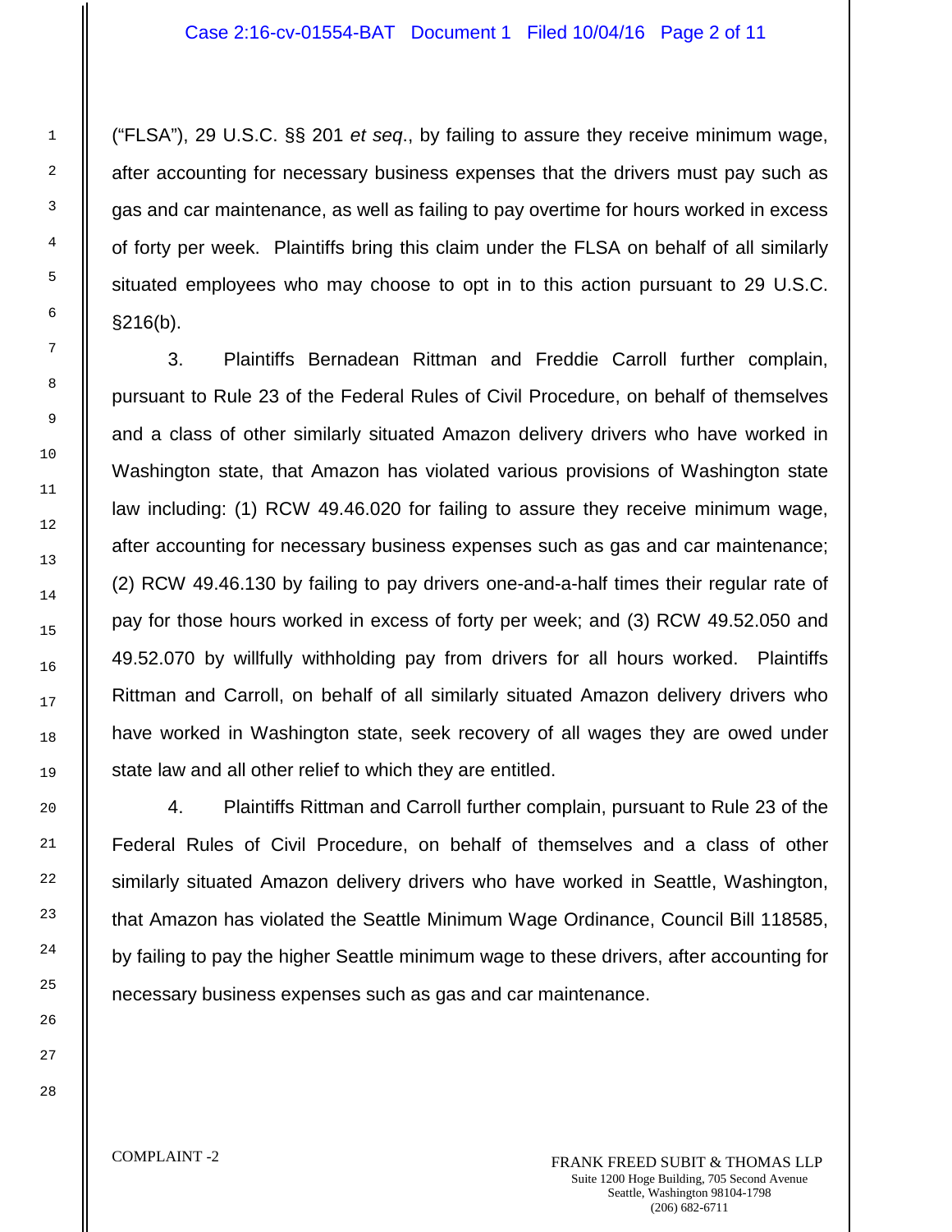("FLSA"), 29 U.S.C. §§ 201 *et seq*., by failing to assure they receive minimum wage, after accounting for necessary business expenses that the drivers must pay such as gas and car maintenance, as well as failing to pay overtime for hours worked in excess of forty per week. Plaintiffs bring this claim under the FLSA on behalf of all similarly situated employees who may choose to opt in to this action pursuant to 29 U.S.C. §216(b).

3. Plaintiffs Bernadean Rittman and Freddie Carroll further complain, pursuant to Rule 23 of the Federal Rules of Civil Procedure, on behalf of themselves and a class of other similarly situated Amazon delivery drivers who have worked in Washington state, that Amazon has violated various provisions of Washington state law including: (1) RCW 49.46.020 for failing to assure they receive minimum wage, after accounting for necessary business expenses such as gas and car maintenance; (2) RCW 49.46.130 by failing to pay drivers one-and-a-half times their regular rate of pay for those hours worked in excess of forty per week; and (3) RCW 49.52.050 and 49.52.070 by willfully withholding pay from drivers for all hours worked. Plaintiffs Rittman and Carroll, on behalf of all similarly situated Amazon delivery drivers who have worked in Washington state, seek recovery of all wages they are owed under state law and all other relief to which they are entitled.

4. Plaintiffs Rittman and Carroll further complain, pursuant to Rule 23 of the Federal Rules of Civil Procedure, on behalf of themselves and a class of other similarly situated Amazon delivery drivers who have worked in Seattle, Washington, that Amazon has violated the Seattle Minimum Wage Ordinance, Council Bill 118585, by failing to pay the higher Seattle minimum wage to these drivers, after accounting for necessary business expenses such as gas and car maintenance.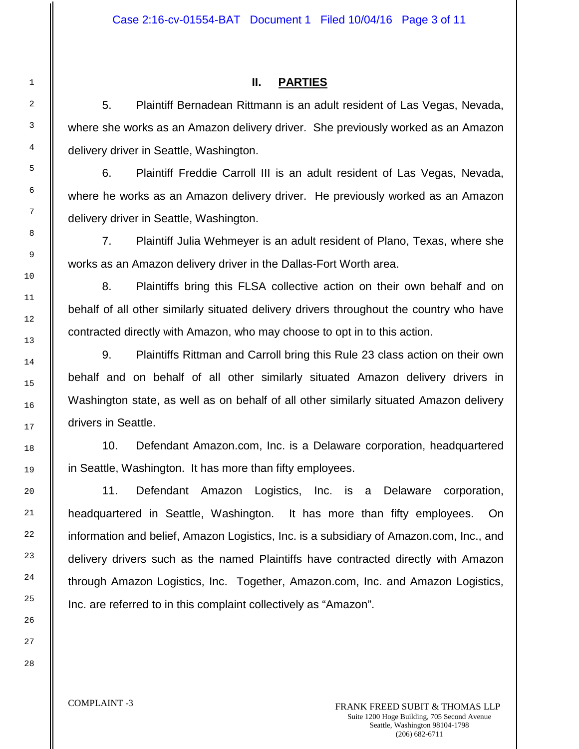## II. PARTIES

5. Plaintiff Bernadean Rittmann is an adult resident of Las Vegas, Nevada, where she works as an Amazon delivery driver. She previously worked as an Amazon delivery driver in Seattle, Washington.

6. Plaintiff Freddie Carroll III is an adult resident of Las Vegas, Nevada, where he works as an Amazon delivery driver. He previously worked as an Amazon delivery driver in Seattle, Washington.

7. Plaintiff Julia Wehmeyer is an adult resident of Plano, Texas, where she works as an Amazon delivery driver in the Dallas-Fort Worth area.

8. Plaintiffs bring this FLSA collective action on their own behalf and on behalf of all other similarly situated delivery drivers throughout the country who have contracted directly with Amazon, who may choose to opt in to this action.

9. Plaintiffs Rittman and Carroll bring this Rule 23 class action on their own behalf and on behalf of all other similarly situated Amazon delivery drivers in Washington state, as well as on behalf of all other similarly situated Amazon delivery drivers in Seattle.

10. Defendant Amazon.com, Inc. is a Delaware corporation, headquartered in Seattle, Washington. It has more than fifty employees.

11. Defendant Amazon Logistics, Inc. is a Delaware corporation, headquartered in Seattle, Washington. It has more than fifty employees. On information and belief, Amazon Logistics, Inc. is a subsidiary of Amazon.com, Inc., and delivery drivers such as the named Plaintiffs have contracted directly with Amazon through Amazon Logistics, Inc. Together, Amazon.com, Inc. and Amazon Logistics, Inc. are referred to in this complaint collectively as "Amazon".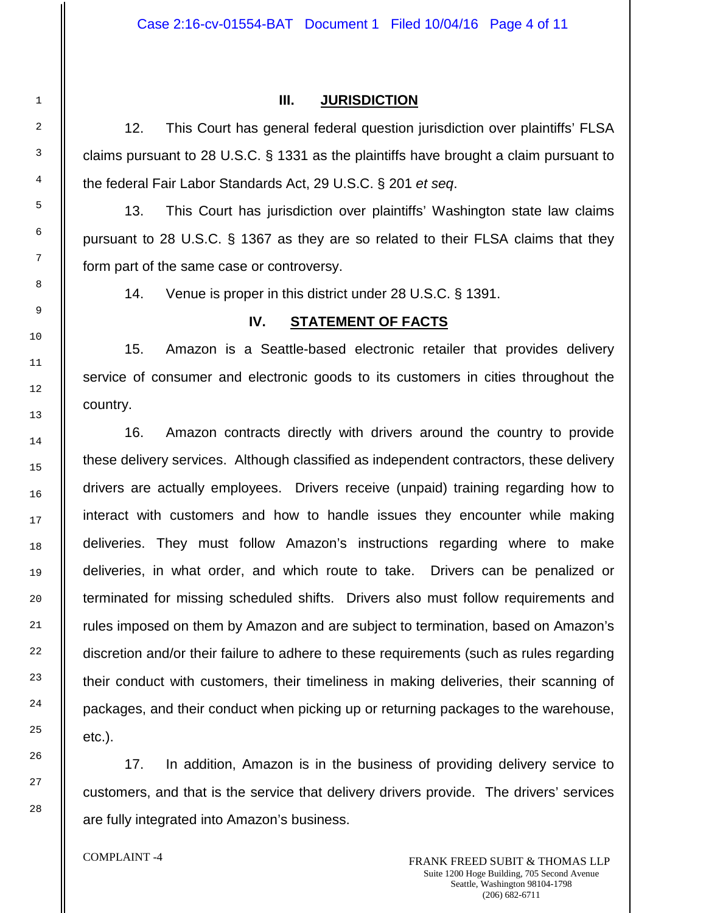## III. JURISDICTION

12. This Court has general federal question jurisdiction over plaintiffs' FLSA claims pursuant to 28 U.S.C. § 1331 as the plaintiffs have brought a claim pursuant to the federal Fair Labor Standards Act, 29 U.S.C. § 201 *et seq*.

13. This Court has jurisdiction over plaintiffs' Washington state law claims pursuant to 28 U.S.C. § 1367 as they are so related to their FLSA claims that they form part of the same case or controversy.

14. Venue is proper in this district under 28 U.S.C. § 1391.

## IV. STATEMENT OF FACTS

15. Amazon is a Seattle-based electronic retailer that provides delivery service of consumer and electronic goods to its customers in cities throughout the country.

16. Amazon contracts directly with drivers around the country to provide these delivery services. Although classified as independent contractors, these delivery drivers are actually employees. Drivers receive (unpaid) training regarding how to interact with customers and how to handle issues they encounter while making deliveries. They must follow Amazon's instructions regarding where to make deliveries, in what order, and which route to take. Drivers can be penalized or terminated for missing scheduled shifts. Drivers also must follow requirements and rules imposed on them by Amazon and are subject to termination, based on Amazon's discretion and/or their failure to adhere to these requirements (such as rules regarding their conduct with customers, their timeliness in making deliveries, their scanning of packages, and their conduct when picking up or returning packages to the warehouse, etc.).

17. In addition, Amazon is in the business of providing delivery service to customers, and that is the service that delivery drivers provide. The drivers' services are fully integrated into Amazon's business.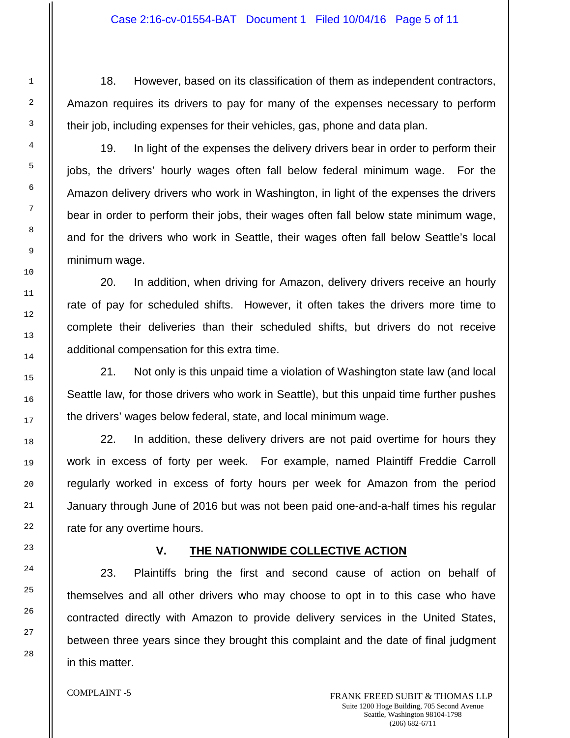18. However, based on its classification of them as independent contractors, Amazon requires its drivers to pay for many of the expenses necessary to perform their job, including expenses for their vehicles, gas, phone and data plan.

19. In light of the expenses the delivery drivers bear in order to perform their jobs, the drivers' hourly wages often fall below federal minimum wage. For the Amazon delivery drivers who work in Washington, in light of the expenses the drivers bear in order to perform their jobs, their wages often fall below state minimum wage, and for the drivers who work in Seattle, their wages often fall below Seattle's local minimum wage.

20. In addition, when driving for Amazon, delivery drivers receive an hourly rate of pay for scheduled shifts. However, it often takes the drivers more time to complete their deliveries than their scheduled shifts, but drivers do not receive additional compensation for this extra time.

21. Not only is this unpaid time a violation of Washington state law (and local Seattle law, for those drivers who work in Seattle), but this unpaid time further pushes the drivers' wages below federal, state, and local minimum wage.

22. In addition, these delivery drivers are not paid overtime for hours they work in excess of forty per week. For example, named Plaintiff Freddie Carroll regularly worked in excess of forty hours per week for Amazon from the period January through June of 2016 but was not been paid one-and-a-half times his regular rate for any overtime hours.

## V. THE NATIONWIDE COLLECTIVE ACTION

23. Plaintiffs bring the first and second cause of action on behalf of themselves and all other drivers who may choose to opt in to this case who have contracted directly with Amazon to provide delivery services in the United States, between three years since they brought this complaint and the date of final judgment in this matter.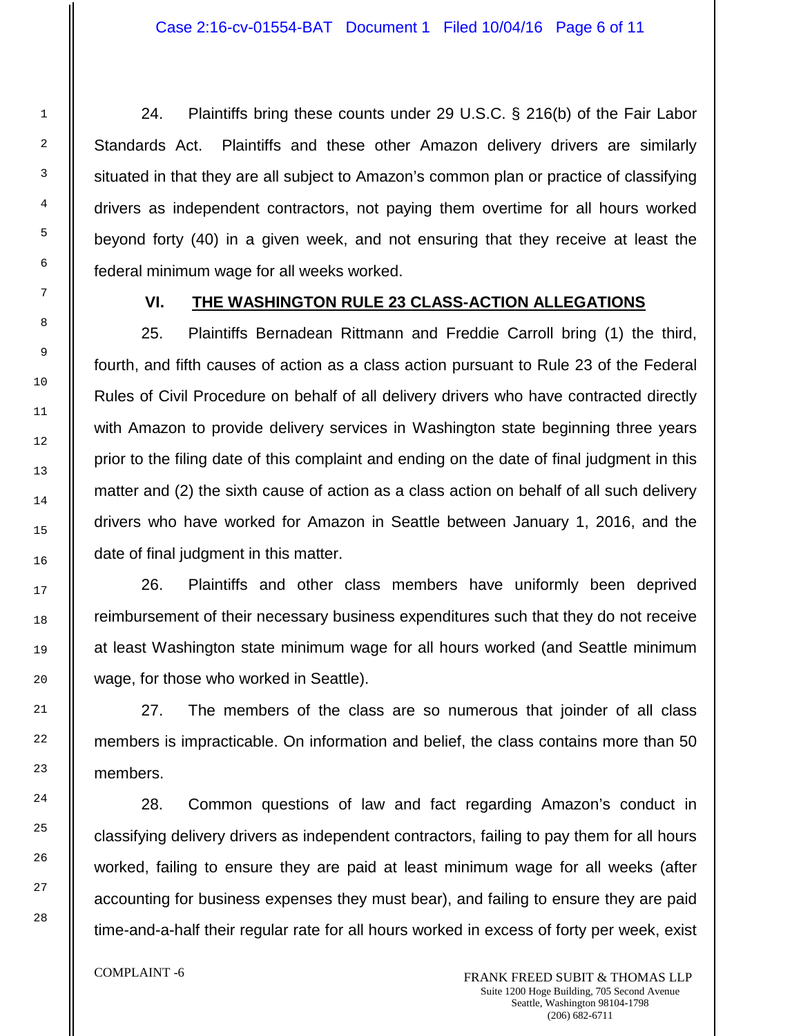24. Plaintiffs bring these counts under 29 U.S.C. § 216(b) of the Fair Labor Standards Act. Plaintiffs and these other Amazon delivery drivers are similarly situated in that they are all subject to Amazon's common plan or practice of classifying drivers as independent contractors, not paying them overtime for all hours worked beyond forty (40) in a given week, and not ensuring that they receive at least the federal minimum wage for all weeks worked.

## VI. THE WASHINGTON RULE 23 CLASS-ACTION ALLEGATIONS

25. Plaintiffs Bernadean Rittmann and Freddie Carroll bring (1) the third, fourth, and fifth causes of action as a class action pursuant to Rule 23 of the Federal Rules of Civil Procedure on behalf of all delivery drivers who have contracted directly with Amazon to provide delivery services in Washington state beginning three years prior to the filing date of this complaint and ending on the date of final judgment in this matter and (2) the sixth cause of action as a class action on behalf of all such delivery drivers who have worked for Amazon in Seattle between January 1, 2016, and the date of final judgment in this matter.

26. Plaintiffs and other class members have uniformly been deprived reimbursement of their necessary business expenditures such that they do not receive at least Washington state minimum wage for all hours worked (and Seattle minimum wage, for those who worked in Seattle).

27. The members of the class are so numerous that joinder of all class members is impracticable. On information and belief, the class contains more than 50 members.

28. Common questions of law and fact regarding Amazon's conduct in classifying delivery drivers as independent contractors, failing to pay them for all hours worked, failing to ensure they are paid at least minimum wage for all weeks (after accounting for business expenses they must bear), and failing to ensure they are paid time-and-a-half their regular rate for all hours worked in excess of forty per week, exist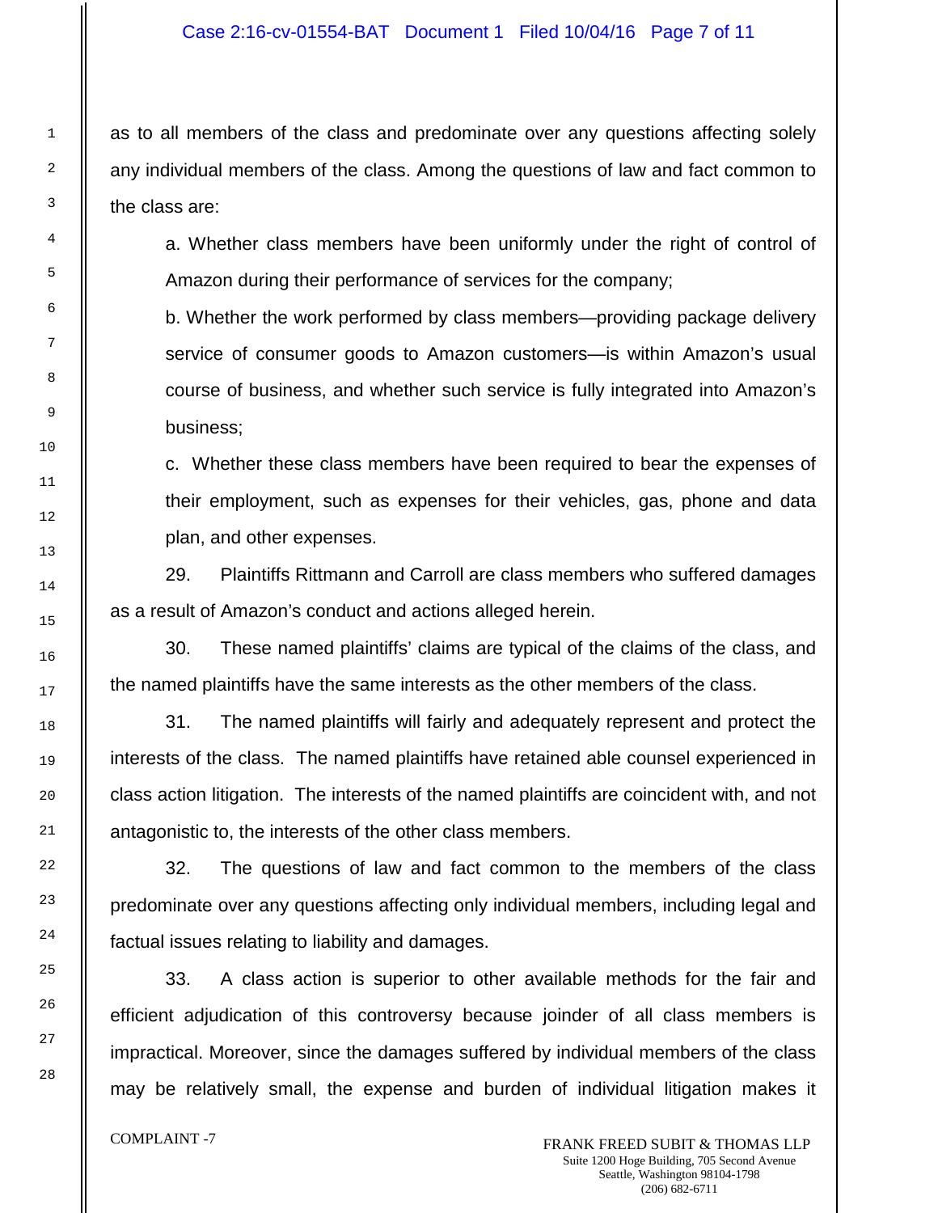as to all members of the class and predominate over any questions affecting solely any individual members of the class. Among the questions of law and fact common to the class are:

a. Whether class members have been uniformly under the right of control of Amazon during their performance of services for the company;

b. Whether the work performed by class members—providing package delivery service of consumer goods to Amazon customers—is within Amazon's usual course of business, and whether such service is fully integrated into Amazon's business;

c. Whether these class members have been required to bear the expenses of their employment, such as expenses for their vehicles, gas, phone and data plan, and other expenses.

29. Plaintiffs Rittmann and Carroll are class members who suffered damages as a result of Amazon's conduct and actions alleged herein.

30. These named plaintiffs' claims are typical of the claims of the class, and the named plaintiffs have the same interests as the other members of the class.

31. The named plaintiffs will fairly and adequately represent and protect the interests of the class. The named plaintiffs have retained able counsel experienced in class action litigation. The interests of the named plaintiffs are coincident with, and not antagonistic to, the interests of the other class members.

32. The questions of law and fact common to the members of the class predominate over any questions affecting only individual members, including legal and factual issues relating to liability and damages.

33. A class action is superior to other available methods for the fair and efficient adjudication of this controversy because joinder of all class members is impractical. Moreover, since the damages suffered by individual members of the class may be relatively small, the expense and burden of individual litigation makes it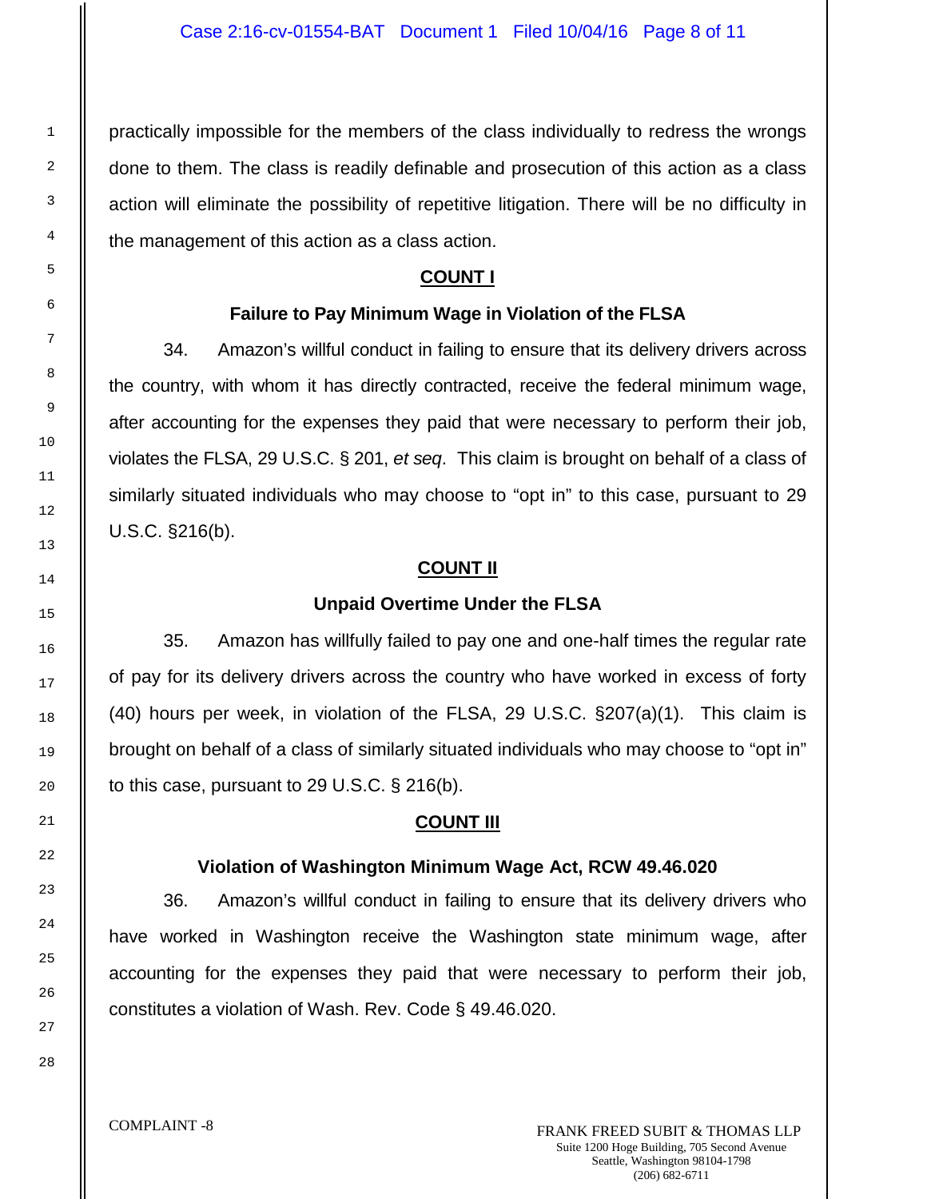practically impossible for the members of the class individually to redress the wrongs done to them. The class is readily definable and prosecution of this action as a class action will eliminate the possibility of repetitive litigation. There will be no difficulty in the management of this action as a class action.

## COUNT I

### Failure to Pay Minimum Wage in Violation of the FLSA

34. Amazon's willful conduct in failing to ensure that its delivery drivers across the country, with whom it has directly contracted, receive the federal minimum wage, after accounting for the expenses they paid that were necessary to perform their job, violates the FLSA, 29 U.S.C. § 201, *et seq*. This claim is brought on behalf of a class of similarly situated individuals who may choose to "opt in" to this case, pursuant to 29 U.S.C. §216(b).

## COUNT II

### Unpaid Overtime Under the FLSA

35. Amazon has willfully failed to pay one and one-half times the regular rate of pay for its delivery drivers across the country who have worked in excess of forty (40) hours per week, in violation of the FLSA, 29 U.S.C. §207(a)(1). This claim is brought on behalf of a class of similarly situated individuals who may choose to "opt in" to this case, pursuant to 29 U.S.C. § 216(b).

## COUNT III

### Violation of Washington Minimum Wage Act, RCW 49.46.020

36. Amazon's willful conduct in failing to ensure that its delivery drivers who have worked in Washington receive the Washington state minimum wage, after accounting for the expenses they paid that were necessary to perform their job, constitutes a violation of Wash. Rev. Code § 49.46.020.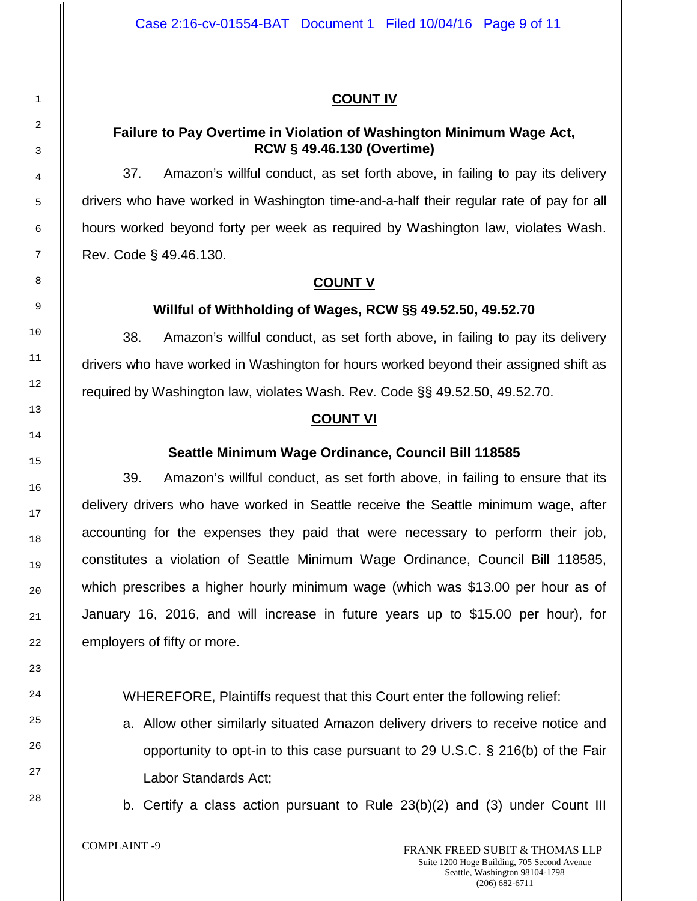## COUNT IV

### Failure to Pay Overtime in Violation of Washington Minimum Wage Act, RCW § 49.46.130 (Overtime)

37. Amazon's willful conduct, as set forth above, in failing to pay its delivery drivers who have worked in Washington time-and-a-half their regular rate of pay for all hours worked beyond forty per week as required by Washington law, violates Wash. Rev. Code § 49.46.130.

## COUNT V

### Willful of Withholding of Wages, RCW §§ 49.52.50, 49.52.70

38. Amazon's willful conduct, as set forth above, in failing to pay its delivery drivers who have worked in Washington for hours worked beyond their assigned shift as required by Washington law, violates Wash. Rev. Code §§ 49.52.50, 49.52.70.

## COUNT VI

### Seattle Minimum Wage Ordinance, Council Bill 118585

39. Amazon's willful conduct, as set forth above, in failing to ensure that its delivery drivers who have worked in Seattle receive the Seattle minimum wage, after accounting for the expenses they paid that were necessary to perform their job, constitutes a violation of Seattle Minimum Wage Ordinance, Council Bill 118585, which prescribes a higher hourly minimum wage (which was $13.00 per hour as of January 16, 2016, and will increase in future years up to $15.00 per hour), for employers of fifty or more.

WHEREFORE, Plaintiffs request that this Court enter the following relief:

a. Allow other similarly situated Amazon delivery drivers to receive notice and opportunity to opt-in to this case pursuant to 29 U.S.C. § 216(b) of the Fair Labor Standards Act;

b. Certify a class action pursuant to Rule 23(b)(2) and (3) under Count III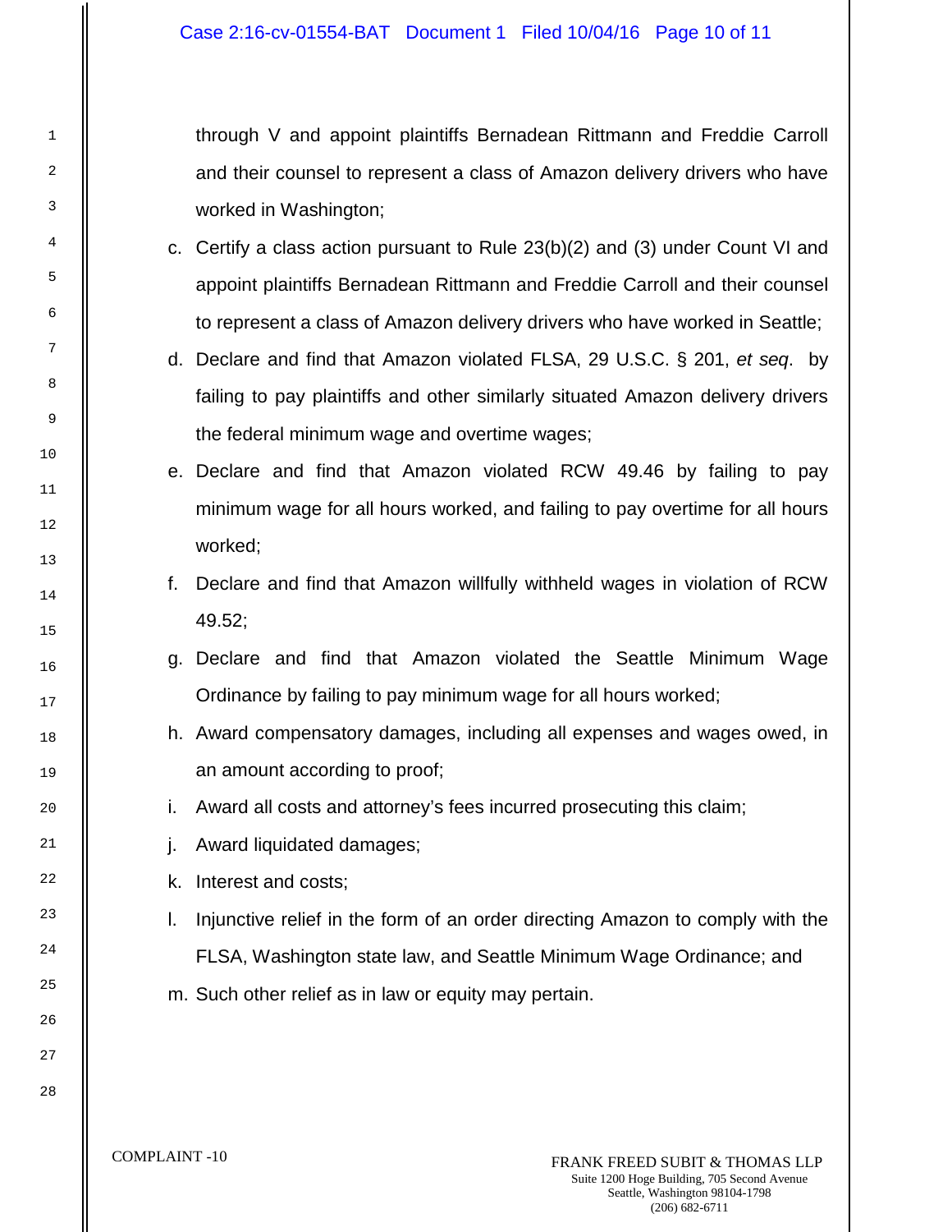through V and appoint plaintiffs Bernadean Rittmann and Freddie Carroll and their counsel to represent a class of Amazon delivery drivers who have worked in Washington;

c. Certify a class action pursuant to Rule 23(b)(2) and (3) under Count VI and appoint plaintiffs Bernadean Rittmann and Freddie Carroll and their counsel to represent a class of Amazon delivery drivers who have worked in Seattle;

d. Declare and find that Amazon violated FLSA, 29 U.S.C. § 201, *et seq*. by failing to pay plaintiffs and other similarly situated Amazon delivery drivers the federal minimum wage and overtime wages;

e. Declare and find that Amazon violated RCW 49.46 by failing to pay minimum wage for all hours worked, and failing to pay overtime for all hours worked;

f. Declare and find that Amazon willfully withheld wages in violation of RCW 49.52;

g. Declare and find that Amazon violated the Seattle Minimum Wage Ordinance by failing to pay minimum wage for all hours worked;

h. Award compensatory damages, including all expenses and wages owed, in an amount according to proof;

i. Award all costs and attorney's fees incurred prosecuting this claim;

j. Award liquidated damages;

k. Interest and costs;

l. Injunctive relief in the form of an order directing Amazon to comply with the FLSA, Washington state law, and Seattle Minimum Wage Ordinance; and

m. Such other relief as in law or equity may pertain.

COMPLAINT -10

FRANK FREED SUBIT & THOMAS LLP
Suite 1200 Hoge Building, 705 Second Avenue
Seattle, Washington 98104-1798
(206) 682-6711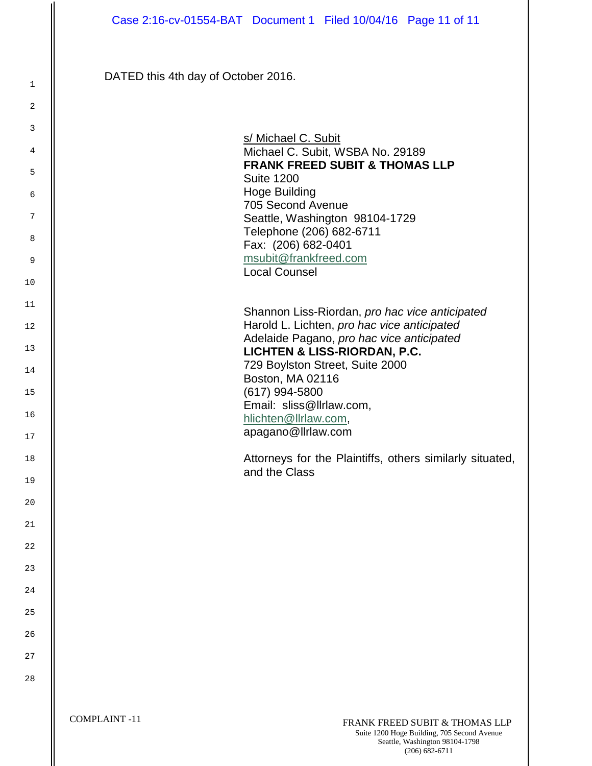DATED this 4th day of October 2016.

s/ Michael C. Subit
Michael C. Subit, WSBA No. 29189
**FRANK FREED SUBIT & THOMAS LLP**
Suite 1200
Hoge Building
705 Second Avenue
Seattle, Washington 98104-1729
Telephone (206) 682-6711
Fax: (206) 682-0401
msubit@frankfreed.com
Local Counsel

Shannon Liss-Riordan, *pro hac vice anticipated*
Harold L. Lichten, *pro hac vice anticipated*
Adelaide Pagano, *pro hac vice anticipated*
**LICHTEN & LISS-RIORDAN, P.C.**
729 Boylston Street, Suite 2000
Boston, MA 02116
(617) 994-5800
Email: sliss@llrlaw.com,
hlichten@llrlaw.com,
apagano@llrlaw.com

Attorneys for the Plaintiffs, others similarly situated, and the Class